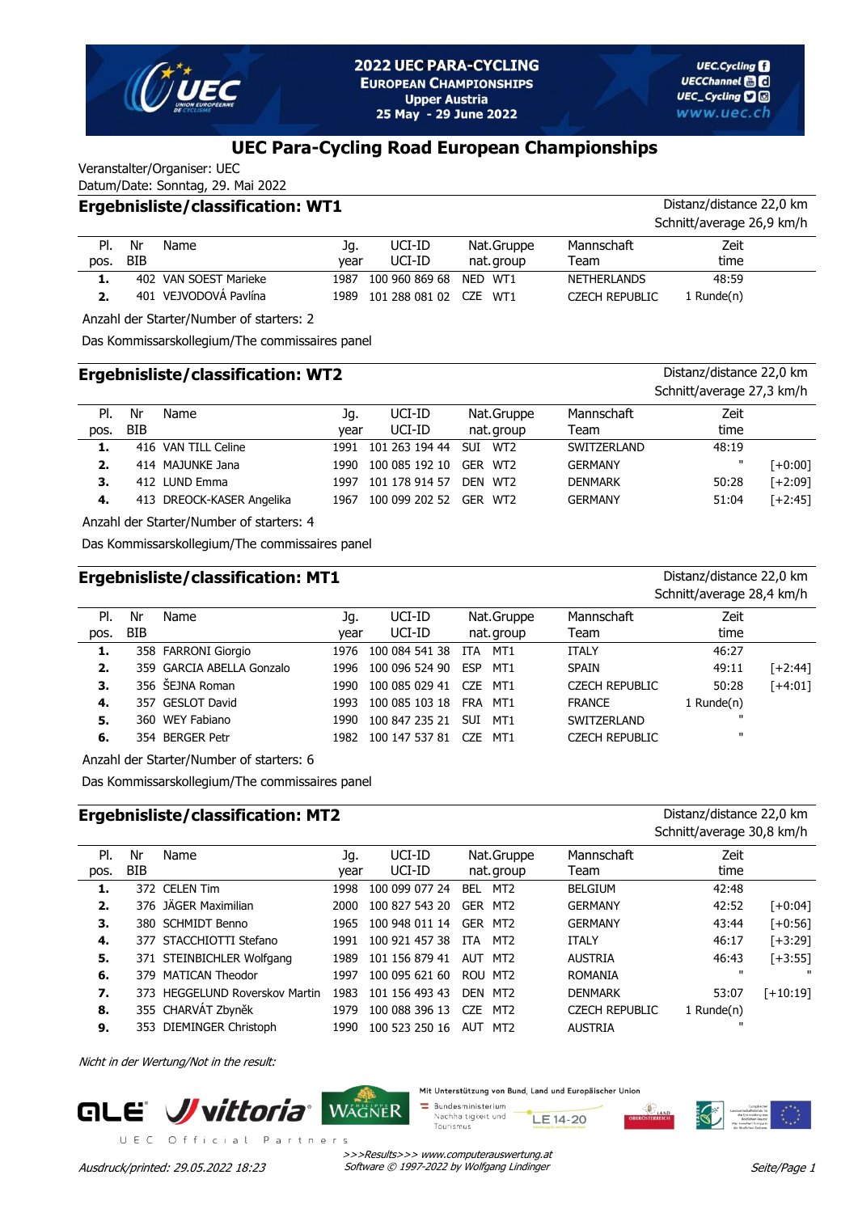2022 UEC PARA-CYCLING
EUROPEAN CHAMPIONSHIPS
Upper Austria
25 May - 29 June 2022

# UEC Para-Cycling Road European Championships

Veranstalter/Organiser: UEC
Datum/Date: Sonntag, 29. Mai 2022

## Ergebnisliste/classification: WT1

Distanz/distance 22,0 km
Schnitt/average 26,9 km/h

| Pl. pos. | Nr BIB | Name | Jg. year | UCI-ID UCI-ID | Nat. | Gruppe nat.group | Mannschaft Team | Zeit time | |
|---|---|---|---|---|---|---|---|---|---|
| 1. | 402 | VAN SOEST Marieke | 1987 | 100 960 869 68 | NED | WT1 | NETHERLANDS | 48:59 | |
| 2. | 401 | VEJVODOVÁ Pavlína | 1989 | 101 288 081 02 | CZE | WT1 | CZECH REPUBLIC | 1 Runde(n) | |

Anzahl der Starter/Number of starters: 2

Das Kommissarskollegium/The commissaires panel

## Ergebnisliste/classification: WT2

Distanz/distance 22,0 km
Schnitt/average 27,3 km/h

| Pl. pos. | Nr BIB | Name | Jg. year | UCI-ID UCI-ID | Nat. | Gruppe nat.group | Mannschaft Team | Zeit time | |
|---|---|---|---|---|---|---|---|---|---|
| 1. | 416 | VAN TILL Celine | 1991 | 101 263 194 44 | SUI | WT2 | SWITZERLAND | 48:19 | |
| 2. | 414 | MAJUNKE Jana | 1990 | 100 085 192 10 | GER | WT2 | GERMANY | " | [+0:00] |
| 3. | 412 | LUND Emma | 1997 | 101 178 914 57 | DEN | WT2 | DENMARK | 50:28 | [+2:09] |
| 4. | 413 | DREOCK-KASER Angelika | 1967 | 100 099 202 52 | GER | WT2 | GERMANY | 51:04 | [+2:45] |

Anzahl der Starter/Number of starters: 4

Das Kommissarskollegium/The commissaires panel

## Ergebnisliste/classification: MT1

Distanz/distance 22,0 km
Schnitt/average 28,4 km/h

| Pl. pos. | Nr BIB | Name | Jg. year | UCI-ID UCI-ID | Nat. | Gruppe nat.group | Mannschaft Team | Zeit time | |
|---|---|---|---|---|---|---|---|---|---|
| 1. | 358 | FARRONI Giorgio | 1976 | 100 084 541 38 | ITA | MT1 | ITALY | 46:27 | |
| 2. | 359 | GARCIA ABELLA Gonzalo | 1996 | 100 096 524 90 | ESP | MT1 | SPAIN | 49:11 | [+2:44] |
| 3. | 356 | ŠEJNA Roman | 1990 | 100 085 029 41 | CZE | MT1 | CZECH REPUBLIC | 50:28 | [+4:01] |
| 4. | 357 | GESLOT David | 1993 | 100 085 103 18 | FRA | MT1 | FRANCE | 1 Runde(n) | |
| 5. | 360 | WEY Fabiano | 1990 | 100 847 235 21 | SUI | MT1 | SWITZERLAND | " | |
| 6. | 354 | BERGER Petr | 1982 | 100 147 537 81 | CZE | MT1 | CZECH REPUBLIC | " | |

Anzahl der Starter/Number of starters: 6

Das Kommissarskollegium/The commissaires panel

## Ergebnisliste/classification: MT2

Distanz/distance 22,0 km
Schnitt/average 30,8 km/h

| Pl. pos. | Nr BIB | Name | Jg. year | UCI-ID UCI-ID | Nat. | Gruppe nat.group | Mannschaft Team | Zeit time | |
|---|---|---|---|---|---|---|---|---|---|
| 1. | 372 | CELEN Tim | 1998 | 100 099 077 24 | BEL | MT2 | BELGIUM | 42:48 | |
| 2. | 376 | JÄGER Maximilian | 2000 | 100 827 543 20 | GER | MT2 | GERMANY | 42:52 | [+0:04] |
| 3. | 380 | SCHMIDT Benno | 1965 | 100 948 011 14 | GER | MT2 | GERMANY | 43:44 | [+0:56] |
| 4. | 377 | STACCHIOTTI Stefano | 1991 | 100 921 457 38 | ITA | MT2 | ITALY | 46:17 | [+3:29] |
| 5. | 371 | STEINBICHLER Wolfgang | 1989 | 101 156 879 41 | AUT | MT2 | AUSTRIA | 46:43 | [+3:55] |
| 6. | 379 | MATICAN Theodor | 1997 | 100 095 621 60 | ROU | MT2 | ROMANIA | " | " |
| 7. | 373 | HEGGELUND Roverskov Martin | 1983 | 101 156 493 43 | DEN | MT2 | DENMARK | 53:07 | [+10:19] |
| 8. | 355 | CHARVÁT Zbyněk | 1979 | 100 088 396 13 | CZE | MT2 | CZECH REPUBLIC | 1 Runde(n) | |
| 9. | 353 | DIEMINGER Christoph | 1990 | 100 523 250 16 | AUT | MT2 | AUSTRIA | " | |

*Nicht in der Wertung/Not in the result:*

UEC Official Partners

Mit Unterstützung von Bund, Land und Europäischer Union

*>>>Results>>> www.computerauswertung.at*
*Software © 1997-2022 by Wolfgang Lindinger*

*Ausdruck/printed: 29.05.2022 18:23*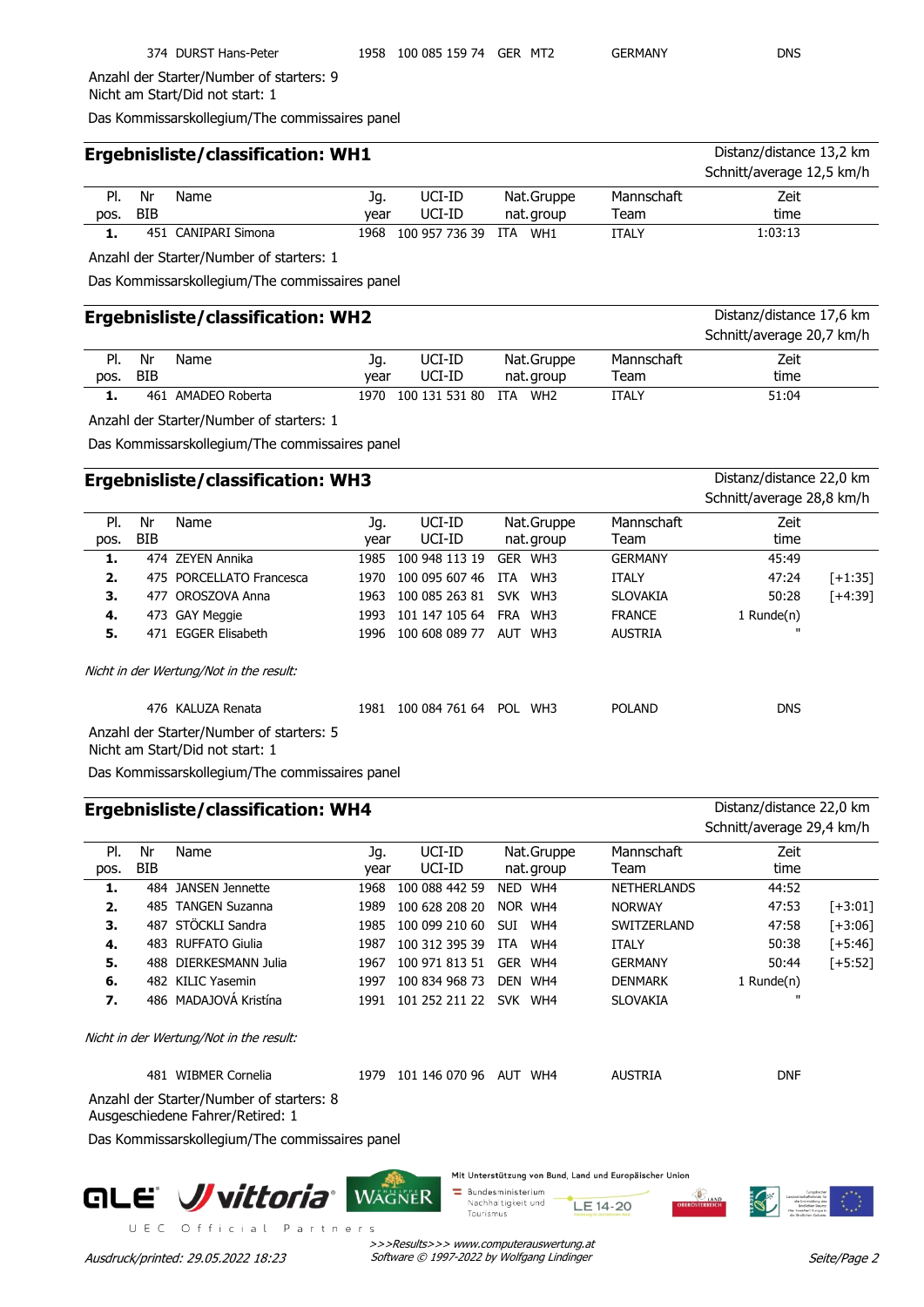| Pl. pos. | Nr BIB | Name | Jg. year | UCI-ID UCI-ID | Nat. | Gruppe nat.group | Mannschaft Team | Zeit time | |
|---|---|---|---|---|---|---|---|---|---|
| | 374 | DURST Hans-Peter | 1958 | 100 085 159 74 | GER | MT2 | GERMANY | DNS | |

Anzahl der Starter/Number of starters: 9
Nicht am Start/Did not start: 1

Das Kommissarskollegium/The commissaires panel

## Ergebnisliste/classification: WH1

Distanz/distance 13,2 km
Schnitt/average 12,5 km/h

| Pl. pos. | Nr BIB | Name | Jg. year | UCI-ID UCI-ID | Nat. | Gruppe nat.group | Mannschaft Team | Zeit time |
|---|---|---|---|---|---|---|---|---|
| **1.** | 451 | CANIPARI Simona | 1968 | 100 957 736 39 | ITA | WH1 | ITALY | 1:03:13 |

Anzahl der Starter/Number of starters: 1

Das Kommissarskollegium/The commissaires panel

## Ergebnisliste/classification: WH2

Distanz/distance 17,6 km
Schnitt/average 20,7 km/h

| Pl. pos. | Nr BIB | Name | Jg. year | UCI-ID UCI-ID | Nat. | Gruppe nat.group | Mannschaft Team | Zeit time |
|---|---|---|---|---|---|---|---|---|
| **1.** | 461 | AMADEO Roberta | 1970 | 100 131 531 80 | ITA | WH2 | ITALY | 51:04 |

Anzahl der Starter/Number of starters: 1

Das Kommissarskollegium/The commissaires panel

## Ergebnisliste/classification: WH3

Distanz/distance 22,0 km
Schnitt/average 28,8 km/h

| Pl. pos. | Nr BIB | Name | Jg. year | UCI-ID UCI-ID | Nat. | Gruppe nat.group | Mannschaft Team | Zeit time | |
|---|---|---|---|---|---|---|---|---|---|
| **1.** | 474 | ZEYEN Annika | 1985 | 100 948 113 19 | GER | WH3 | GERMANY | 45:49 | |
| **2.** | 475 | PORCELLATO Francesca | 1970 | 100 095 607 46 | ITA | WH3 | ITALY | 47:24 | [+1:35] |
| **3.** | 477 | OROSZOVA Anna | 1963 | 100 085 263 81 | SVK | WH3 | SLOVAKIA | 50:28 | [+4:39] |
| **4.** | 473 | GAY Meggie | 1993 | 101 147 105 64 | FRA | WH3 | FRANCE | 1 Runde(n) | |
| **5.** | 471 | EGGER Elisabeth | 1996 | 100 608 089 77 | AUT | WH3 | AUSTRIA | " | |

*Nicht in der Wertung/Not in the result:*

| | Nr | Name | Jg. | UCI-ID | Nat. | Gruppe | Mannschaft | Zeit |
|---|---|---|---|---|---|---|---|---|
| | 476 | KALUZA Renata | 1981 | 100 084 761 64 | POL | WH3 | POLAND | DNS |

Anzahl der Starter/Number of starters: 5
Nicht am Start/Did not start: 1

Das Kommissarskollegium/The commissaires panel

## Ergebnisliste/classification: WH4

Distanz/distance 22,0 km
Schnitt/average 29,4 km/h

| Pl. pos. | Nr BIB | Name | Jg. year | UCI-ID UCI-ID | Nat. | Gruppe nat.group | Mannschaft Team | Zeit time | |
|---|---|---|---|---|---|---|---|---|---|
| **1.** | 484 | JANSEN Jennette | 1968 | 100 088 442 59 | NED | WH4 | NETHERLANDS | 44:52 | |
| **2.** | 485 | TANGEN Suzanna | 1989 | 100 628 208 20 | NOR | WH4 | NORWAY | 47:53 | [+3:01] |
| **3.** | 487 | STÖCKLI Sandra | 1985 | 100 099 210 60 | SUI | WH4 | SWITZERLAND | 47:58 | [+3:06] |
| **4.** | 483 | RUFFATO Giulia | 1987 | 100 312 395 39 | ITA | WH4 | ITALY | 50:38 | [+5:46] |
| **5.** | 488 | DIERKESMANN Julia | 1967 | 100 971 813 51 | GER | WH4 | GERMANY | 50:44 | [+5:52] |
| **6.** | 482 | KILIC Yasemin | 1997 | 100 834 968 73 | DEN | WH4 | DENMARK | 1 Runde(n) | |
| **7.** | 486 | MADAJOVÁ Kristína | 1991 | 101 252 211 22 | SVK | WH4 | SLOVAKIA | " | |

*Nicht in der Wertung/Not in the result:*

| | Nr | Name | Jg. | UCI-ID | Nat. | Gruppe | Mannschaft | Zeit |
|---|---|---|---|---|---|---|---|---|
| | 481 | WIBMER Cornelia | 1979 | 101 146 070 96 | AUT | WH4 | AUSTRIA | DNF |

Anzahl der Starter/Number of starters: 8
Ausgeschiedene Fahrer/Retired: 1

Das Kommissarskollegium/The commissaires panel

UEC Official Partners

Mit Unterstützung von Bund, Land und Europäischer Union

Ausdruck/printed: 29.05.2022 18:23

*>>>Results>>> www.computerauswertung.at*
*Software © 1997-2022 by Wolfgang Lindinger*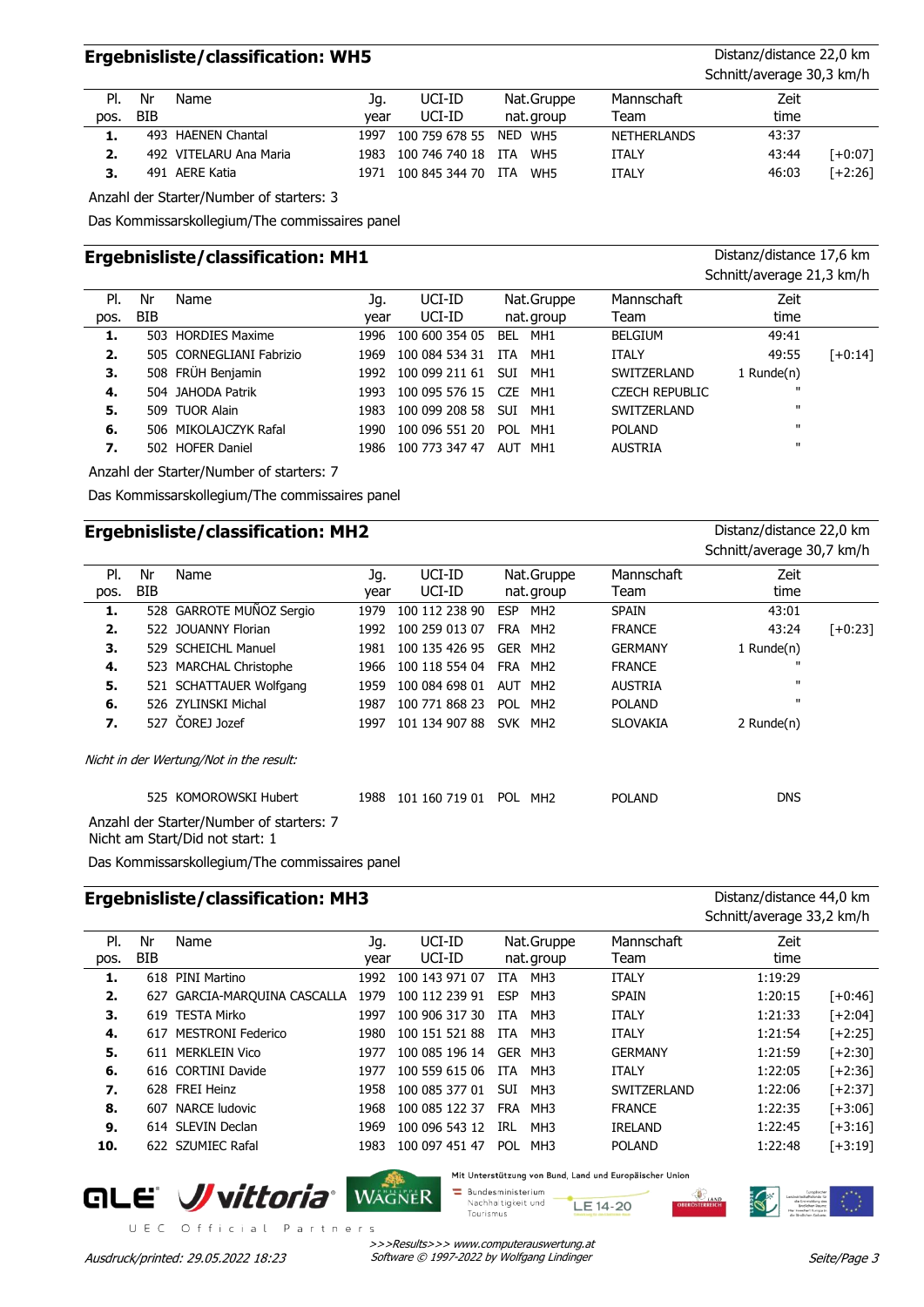## Ergebnisliste/classification: WH5

Distanz/distance 22,0 km
Schnitt/average 30,3 km/h

| Pl. pos. | Nr BIB | Name | Jg. year | UCI-ID UCI-ID | Nat. nat. | Gruppe group | Mannschaft Team | Zeit time | |
|---|---|---|---|---|---|---|---|---|---|
| 1. | 493 | HAENEN Chantal | 1997 | 100 759 678 55 | NED | WH5 | NETHERLANDS | 43:37 | |
| 2. | 492 | VITELARU Ana Maria | 1983 | 100 746 740 18 | ITA | WH5 | ITALY | 43:44 | [+0:07] |
| 3. | 491 | AERE Katia | 1971 | 100 845 344 70 | ITA | WH5 | ITALY | 46:03 | [+2:26] |

Anzahl der Starter/Number of starters: 3

Das Kommissarskollegium/The commissaires panel

## Ergebnisliste/classification: MH1

Distanz/distance 17,6 km
Schnitt/average 21,3 km/h

| Pl. pos. | Nr BIB | Name | Jg. year | UCI-ID UCI-ID | Nat. nat. | Gruppe group | Mannschaft Team | Zeit time | |
|---|---|---|---|---|---|---|---|---|---|
| 1. | 503 | HORDIES Maxime | 1996 | 100 600 354 05 | BEL | MH1 | BELGIUM | 49:41 | |
| 2. | 505 | CORNEGLIANI Fabrizio | 1969 | 100 084 534 31 | ITA | MH1 | ITALY | 49:55 | [+0:14] |
| 3. | 508 | FRÜH Benjamin | 1992 | 100 099 211 61 | SUI | MH1 | SWITZERLAND | 1 Runde(n) | |
| 4. | 504 | JAHODA Patrik | 1993 | 100 095 576 15 | CZE | MH1 | CZECH REPUBLIC | " | |
| 5. | 509 | TUOR Alain | 1983 | 100 099 208 58 | SUI | MH1 | SWITZERLAND | " | |
| 6. | 506 | MIKOLAJCZYK Rafal | 1990 | 100 096 551 20 | POL | MH1 | POLAND | " | |
| 7. | 502 | HOFER Daniel | 1986 | 100 773 347 47 | AUT | MH1 | AUSTRIA | " | |

Anzahl der Starter/Number of starters: 7

Das Kommissarskollegium/The commissaires panel

## Ergebnisliste/classification: MH2

Distanz/distance 22,0 km
Schnitt/average 30,7 km/h

| Pl. pos. | Nr BIB | Name | Jg. year | UCI-ID UCI-ID | Nat. nat. | Gruppe group | Mannschaft Team | Zeit time | |
|---|---|---|---|---|---|---|---|---|---|
| 1. | 528 | GARROTE MUÑOZ Sergio | 1979 | 100 112 238 90 | ESP | MH2 | SPAIN | 43:01 | |
| 2. | 522 | JOUANNY Florian | 1992 | 100 259 013 07 | FRA | MH2 | FRANCE | 43:24 | [+0:23] |
| 3. | 529 | SCHEICHL Manuel | 1981 | 100 135 426 95 | GER | MH2 | GERMANY | 1 Runde(n) | |
| 4. | 523 | MARCHAL Christophe | 1966 | 100 118 554 04 | FRA | MH2 | FRANCE | " | |
| 5. | 521 | SCHATTAUER Wolfgang | 1959 | 100 084 698 01 | AUT | MH2 | AUSTRIA | " | |
| 6. | 526 | ZYLINSKI Michal | 1987 | 100 771 868 23 | POL | MH2 | POLAND | " | |
| 7. | 527 | ČOREJ Jozef | 1997 | 101 134 907 88 | SVK | MH2 | SLOVAKIA | 2 Runde(n) | |

*Nicht in der Wertung/Not in the result:*

| Nr BIB | Name | Jg. year | UCI-ID UCI-ID | Nat. nat. | Gruppe group | Mannschaft Team | Zeit time |
|---|---|---|---|---|---|---|---|
| 525 | KOMOROWSKI Hubert | 1988 | 101 160 719 01 | POL | MH2 | POLAND | DNS |

Anzahl der Starter/Number of starters: 7
Nicht am Start/Did not start: 1

Das Kommissarskollegium/The commissaires panel

## Ergebnisliste/classification: MH3

Distanz/distance 44,0 km
Schnitt/average 33,2 km/h

| Pl. pos. | Nr BIB | Name | Jg. year | UCI-ID UCI-ID | Nat. nat. | Gruppe group | Mannschaft Team | Zeit time | |
|---|---|---|---|---|---|---|---|---|---|
| 1. | 618 | PINI Martino | 1992 | 100 143 971 07 | ITA | MH3 | ITALY | 1:19:29 | |
| 2. | 627 | GARCIA-MARQUINA CASCALLA | 1979 | 100 112 239 91 | ESP | MH3 | SPAIN | 1:20:15 | [+0:46] |
| 3. | 619 | TESTA Mirko | 1997 | 100 906 317 30 | ITA | MH3 | ITALY | 1:21:33 | [+2:04] |
| 4. | 617 | MESTRONI Federico | 1980 | 100 151 521 88 | ITA | MH3 | ITALY | 1:21:54 | [+2:25] |
| 5. | 611 | MERKLEIN Vico | 1977 | 100 085 196 14 | GER | MH3 | GERMANY | 1:21:59 | [+2:30] |
| 6. | 616 | CORTINI Davide | 1977 | 100 559 615 06 | ITA | MH3 | ITALY | 1:22:05 | [+2:36] |
| 7. | 628 | FREI Heinz | 1958 | 100 085 377 01 | SUI | MH3 | SWITZERLAND | 1:22:06 | [+2:37] |
| 8. | 607 | NARCE ludovic | 1968 | 100 085 122 37 | FRA | MH3 | FRANCE | 1:22:35 | [+3:06] |
| 9. | 614 | SLEVIN Declan | 1969 | 100 096 543 12 | IRL | MH3 | IRELAND | 1:22:45 | [+3:16] |
| 10. | 622 | SZUMIEC Rafal | 1983 | 100 097 451 47 | POL | MH3 | POLAND | 1:22:48 | [+3:19] |

Mit Unterstützung von Bund, Land und Europäischer Union

UEC Official Partners

Ausdruck/printed: 29.05.2022 18:23

*>>>Results>>> www.computerauswertung.at*
*Software © 1997-2022 by Wolfgang Lindinger*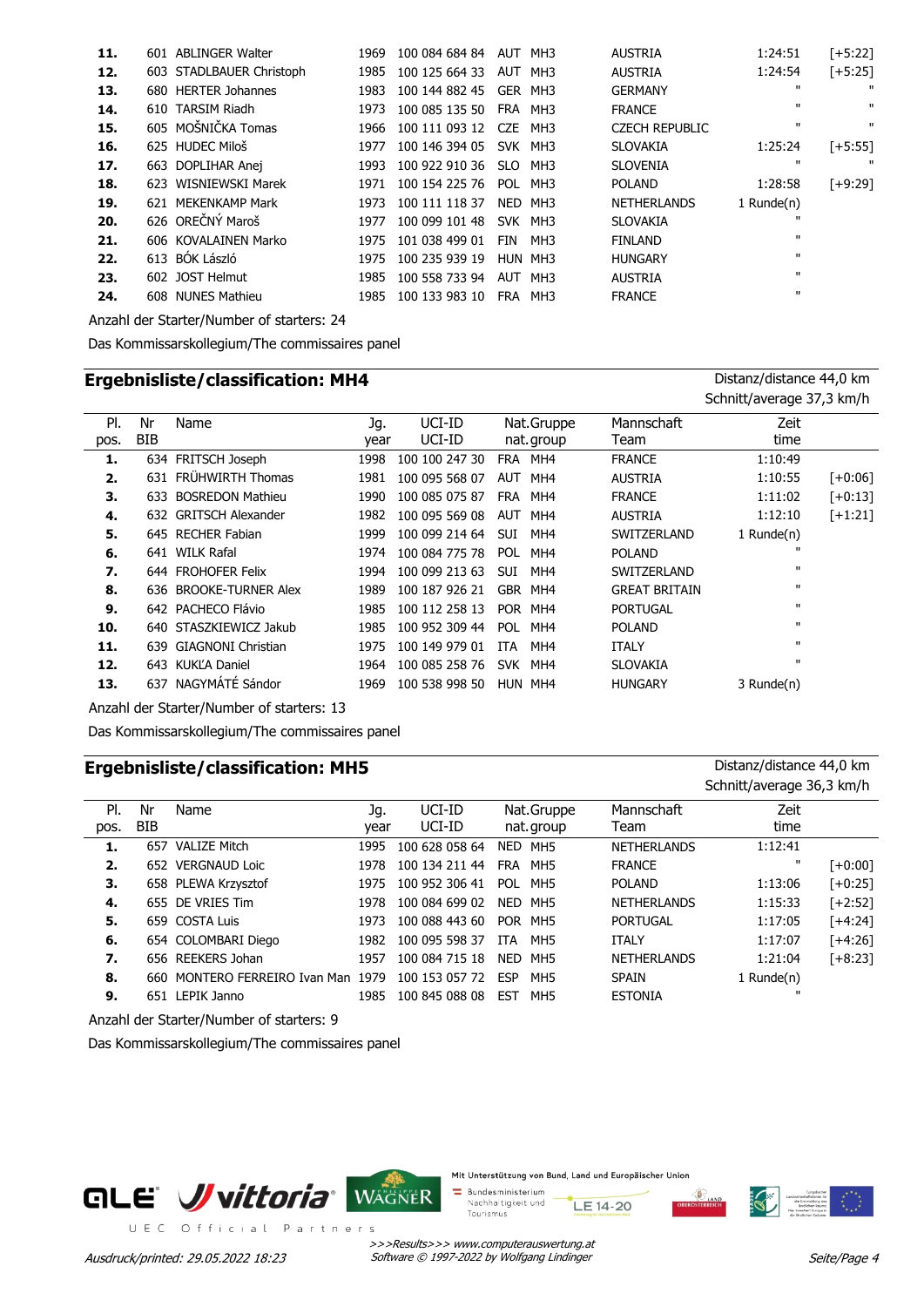| | | | | | | | | | |
|---|---|---|---|---|---|---|---|---|---|
| **11.** | 601 | ABLINGER Walter | 1969 | 100 084 684 84 | AUT | MH3 | AUSTRIA | 1:24:51 | [+5:22] |
| **12.** | 603 | STADLBAUER Christoph | 1985 | 100 125 664 33 | AUT | MH3 | AUSTRIA | 1:24:54 | [+5:25] |
| **13.** | 680 | HERTER Johannes | 1983 | 100 144 882 45 | GER | MH3 | GERMANY | " | " |
| **14.** | 610 | TARSIM Riadh | 1973 | 100 085 135 50 | FRA | MH3 | FRANCE | " | " |
| **15.** | 605 | MOŠNIČKA Tomas | 1966 | 100 111 093 12 | CZE | MH3 | CZECH REPUBLIC | " | " |
| **16.** | 625 | HUDEC Miloš | 1977 | 100 146 394 05 | SVK | MH3 | SLOVAKIA | 1:25:24 | [+5:55] |
| **17.** | 663 | DOPLIHAR Anej | 1993 | 100 922 910 36 | SLO | MH3 | SLOVENIA | " | " |
| **18.** | 623 | WISNIEWSKI Marek | 1971 | 100 154 225 76 | POL | MH3 | POLAND | 1:28:58 | [+9:29] |
| **19.** | 621 | MEKENKAMP Mark | 1973 | 100 111 118 37 | NED | MH3 | NETHERLANDS | 1 Runde(n) | |
| **20.** | 626 | OREČNÝ Maroš | 1977 | 100 099 101 48 | SVK | MH3 | SLOVAKIA | " | |
| **21.** | 606 | KOVALAINEN Marko | 1975 | 101 038 499 01 | FIN | MH3 | FINLAND | " | |
| **22.** | 613 | BÓK László | 1975 | 100 235 939 19 | HUN | MH3 | HUNGARY | " | |
| **23.** | 602 | JOST Helmut | 1985 | 100 558 733 94 | AUT | MH3 | AUSTRIA | " | |
| **24.** | 608 | NUNES Mathieu | 1985 | 100 133 983 10 | FRA | MH3 | FRANCE | " | |

Anzahl der Starter/Number of starters: 24

Das Kommissarskollegium/The commissaires panel

## Ergebnisliste/classification: MH4

Distanz/distance 44,0 km
Schnitt/average 37,3 km/h

| Pl. pos. | Nr BIB | Name | Jg. year | UCI-ID UCI-ID | Nat. nat. | Gruppe group | Mannschaft Team | Zeit time | |
|---|---|---|---|---|---|---|---|---|---|
| **1.** | 634 | FRITSCH Joseph | 1998 | 100 100 247 30 | FRA | MH4 | FRANCE | 1:10:49 | |
| **2.** | 631 | FRÜHWIRTH Thomas | 1981 | 100 095 568 07 | AUT | MH4 | AUSTRIA | 1:10:55 | [+0:06] |
| **3.** | 633 | BOSREDON Mathieu | 1990 | 100 085 075 87 | FRA | MH4 | FRANCE | 1:11:02 | [+0:13] |
| **4.** | 632 | GRITSCH Alexander | 1982 | 100 095 569 08 | AUT | MH4 | AUSTRIA | 1:12:10 | [+1:21] |
| **5.** | 645 | RECHER Fabian | 1999 | 100 099 214 64 | SUI | MH4 | SWITZERLAND | 1 Runde(n) | |
| **6.** | 641 | WILK Rafal | 1974 | 100 084 775 78 | POL | MH4 | POLAND | " | |
| **7.** | 644 | FROHOFER Felix | 1994 | 100 099 213 63 | SUI | MH4 | SWITZERLAND | " | |
| **8.** | 636 | BROOKE-TURNER Alex | 1989 | 100 187 926 21 | GBR | MH4 | GREAT BRITAIN | " | |
| **9.** | 642 | PACHECO Flávio | 1985 | 100 112 258 13 | POR | MH4 | PORTUGAL | " | |
| **10.** | 640 | STASZKIEWICZ Jakub | 1985 | 100 952 309 44 | POL | MH4 | POLAND | " | |
| **11.** | 639 | GIAGNONI Christian | 1975 | 100 149 979 01 | ITA | MH4 | ITALY | " | |
| **12.** | 643 | KUKĽA Daniel | 1964 | 100 085 258 76 | SVK | MH4 | SLOVAKIA | " | |
| **13.** | 637 | NAGYMÁTÉ Sándor | 1969 | 100 538 998 50 | HUN | MH4 | HUNGARY | 3 Runde(n) | |

Anzahl der Starter/Number of starters: 13

Das Kommissarskollegium/The commissaires panel

## Ergebnisliste/classification: MH5

Distanz/distance 44,0 km
Schnitt/average 36,3 km/h

| Pl. pos. | Nr BIB | Name | Jg. year | UCI-ID UCI-ID | Nat. nat. | Gruppe group | Mannschaft Team | Zeit time | |
|---|---|---|---|---|---|---|---|---|---|
| **1.** | 657 | VALIZE Mitch | 1995 | 100 628 058 64 | NED | MH5 | NETHERLANDS | 1:12:41 | |
| **2.** | 652 | VERGNAUD Loic | 1978 | 100 134 211 44 | FRA | MH5 | FRANCE | " | [+0:00] |
| **3.** | 658 | PLEWA Krzysztof | 1975 | 100 952 306 41 | POL | MH5 | POLAND | 1:13:06 | [+0:25] |
| **4.** | 655 | DE VRIES Tim | 1978 | 100 084 699 02 | NED | MH5 | NETHERLANDS | 1:15:33 | [+2:52] |
| **5.** | 659 | COSTA Luis | 1973 | 100 088 443 60 | POR | MH5 | PORTUGAL | 1:17:05 | [+4:24] |
| **6.** | 654 | COLOMBARI Diego | 1982 | 100 095 598 37 | ITA | MH5 | ITALY | 1:17:07 | [+4:26] |
| **7.** | 656 | REEKERS Johan | 1957 | 100 084 715 18 | NED | MH5 | NETHERLANDS | 1:21:04 | [+8:23] |
| **8.** | 660 | MONTERO FERREIRO Ivan Man | 1979 | 100 153 057 72 | ESP | MH5 | SPAIN | 1 Runde(n) | |
| **9.** | 651 | LEPIK Janno | 1985 | 100 845 088 08 | EST | MH5 | ESTONIA | " | |

Anzahl der Starter/Number of starters: 9

Das Kommissarskollegium/The commissaires panel

UEC Official Partners

Mit Unterstützung von Bund, Land und Europäischer Union

*Ausdruck/printed: 29.05.2022 18:23*

*>>>Results>>> www.computerauswertung.at*
*Software © 1997-2022 by Wolfgang Lindinger*